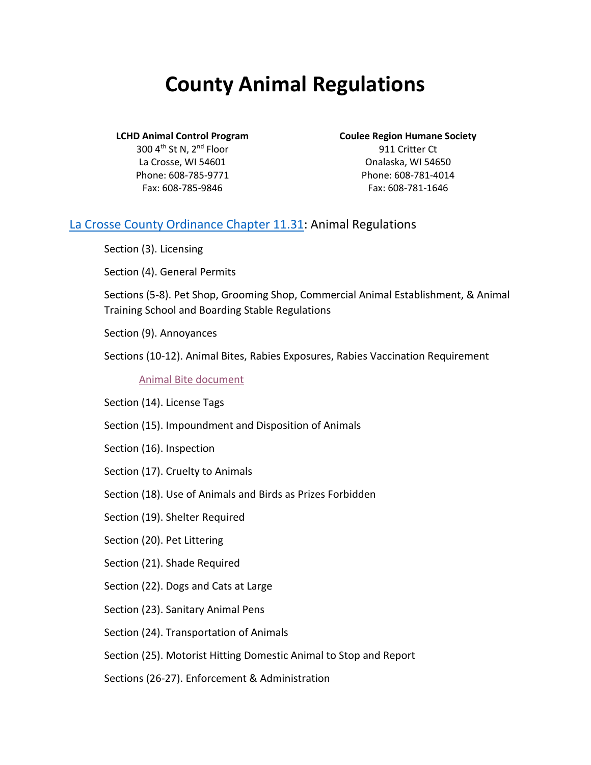# County Animal Regulations

**LCHD Animal Control Program**
300 4th St N, 2nd Floor
La Crosse, WI 54601
Phone: 608-785-9771
Fax: 608-785-9846

**Coulee Region Humane Society**
911 Critter Ct
Onalaska, WI 54650
Phone: 608-781-4014
Fax: 608-781-1646

## La Crosse County Ordinance Chapter 11.31: Animal Regulations

Section (3). Licensing

Section (4). General Permits

Sections (5-8). Pet Shop, Grooming Shop, Commercial Animal Establishment, & Animal Training School and Boarding Stable Regulations

Section (9). Annoyances

Sections (10-12). Animal Bites, Rabies Exposures, Rabies Vaccination Requirement

Animal Bite document

Section (14). License Tags

Section (15). Impoundment and Disposition of Animals

Section (16). Inspection

Section (17). Cruelty to Animals

Section (18). Use of Animals and Birds as Prizes Forbidden

Section (19). Shelter Required

Section (20). Pet Littering

Section (21). Shade Required

Section (22). Dogs and Cats at Large

Section (23). Sanitary Animal Pens

Section (24). Transportation of Animals

Section (25). Motorist Hitting Domestic Animal to Stop and Report

Sections (26-27). Enforcement & Administration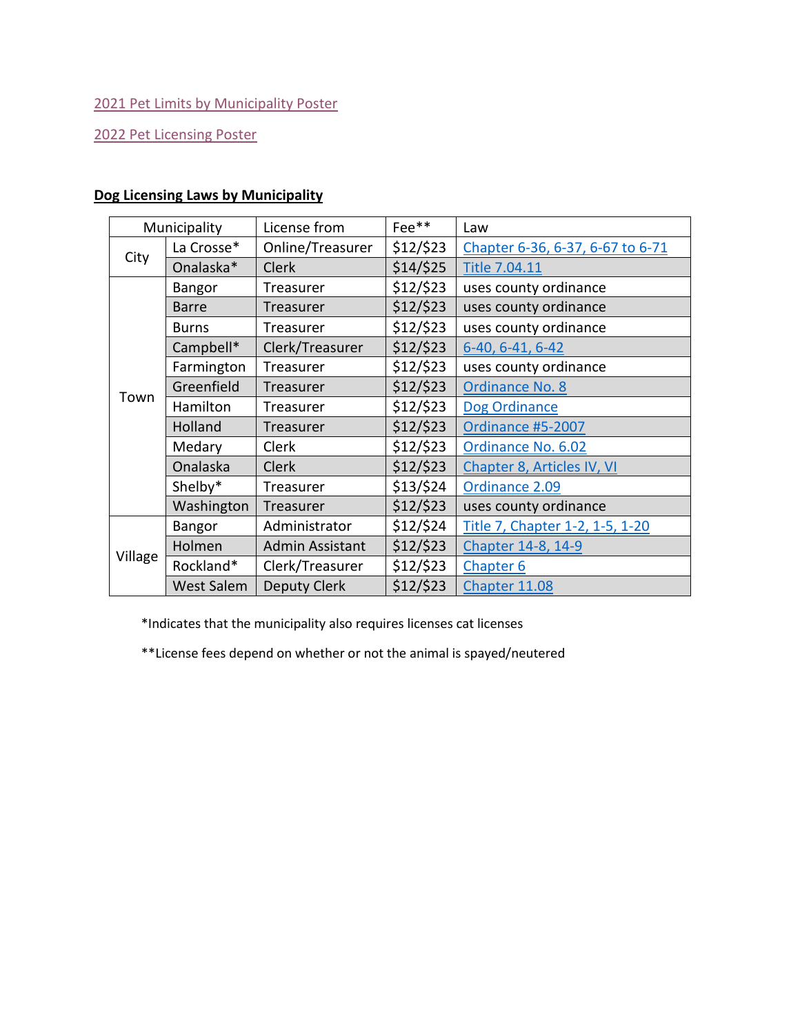2021 Pet Limits by Municipality Poster

2022 Pet Licensing Poster

**Dog Licensing Laws by Municipality**

| Municipality | | License from | Fee** | Law |
|---|---|---|---|---|
| City | La Crosse* | Online/Treasurer | $12/$23 | Chapter 6-36, 6-37, 6-67 to 6-71 |
| | Onalaska* | Clerk | $14/$25 | Title 7.04.11 |
| Town | Bangor | Treasurer | $12/$23 | uses county ordinance |
| | Barre | Treasurer | $12/$23 | uses county ordinance |
| | Burns | Treasurer | $12/$23 | uses county ordinance |
| | Campbell* | Clerk/Treasurer | $12/$23 | 6-40, 6-41, 6-42 |
| | Farmington | Treasurer | $12/$23 | uses county ordinance |
| | Greenfield | Treasurer | $12/$23 | Ordinance No. 8 |
| | Hamilton | Treasurer | $12/$23 | Dog Ordinance |
| | Holland | Treasurer | $12/$23 | Ordinance #5-2007 |
| | Medary | Clerk | $12/$23 | Ordinance No. 6.02 |
| | Onalaska | Clerk | $12/$23 | Chapter 8, Articles IV, VI |
| | Shelby* | Treasurer | $13/$24 | Ordinance 2.09 |
| | Washington | Treasurer | $12/$23 | uses county ordinance |
| Village | Bangor | Administrator | $12/$24 | Title 7, Chapter 1-2, 1-5, 1-20 |
| | Holmen | Admin Assistant | $12/$23 | Chapter 14-8, 14-9 |
| | Rockland* | Clerk/Treasurer | $12/$23 | Chapter 6 |
| | West Salem | Deputy Clerk | $12/$23 | Chapter 11.08 |

*Indicates that the municipality also requires licenses cat licenses

**License fees depend on whether or not the animal is spayed/neutered